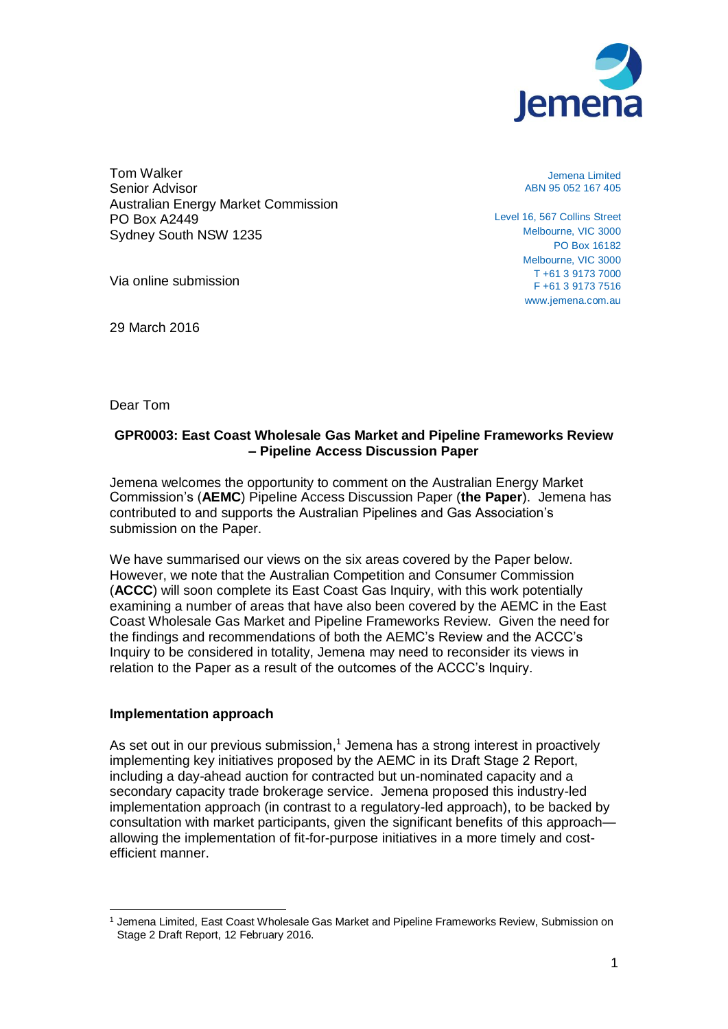Jemena Limited
ABN 95 052 167 405

Level 16, 567 Collins Street
Melbourne, VIC 3000
PO Box 16182
Melbourne, VIC 3000
T +61 3 9173 7000
F +61 3 9173 7516
www.jemena.com.au

Tom Walker
Senior Advisor
Australian Energy Market Commission
PO Box A2449
Sydney South NSW 1235

Via online submission

29 March 2016

Dear Tom

**GPR0003: East Coast Wholesale Gas Market and Pipeline Frameworks Review – Pipeline Access Discussion Paper**

Jemena welcomes the opportunity to comment on the Australian Energy Market Commission's (**AEMC**) Pipeline Access Discussion Paper (**the Paper**). Jemena has contributed to and supports the Australian Pipelines and Gas Association's submission on the Paper.

We have summarised our views on the six areas covered by the Paper below. However, we note that the Australian Competition and Consumer Commission (**ACCC**) will soon complete its East Coast Gas Inquiry, with this work potentially examining a number of areas that have also been covered by the AEMC in the East Coast Wholesale Gas Market and Pipeline Frameworks Review. Given the need for the findings and recommendations of both the AEMC's Review and the ACCC's Inquiry to be considered in totality, Jemena may need to reconsider its views in relation to the Paper as a result of the outcomes of the ACCC's Inquiry.

**Implementation approach**

As set out in our previous submission,[1] Jemena has a strong interest in proactively implementing key initiatives proposed by the AEMC in its Draft Stage 2 Report, including a day-ahead auction for contracted but un-nominated capacity and a secondary capacity trade brokerage service. Jemena proposed this industry-led implementation approach (in contrast to a regulatory-led approach), to be backed by consultation with market participants, given the significant benefits of this approach—allowing the implementation of fit-for-purpose initiatives in a more timely and cost-efficient manner.

[1] Jemena Limited, East Coast Wholesale Gas Market and Pipeline Frameworks Review, Submission on Stage 2 Draft Report, 12 February 2016.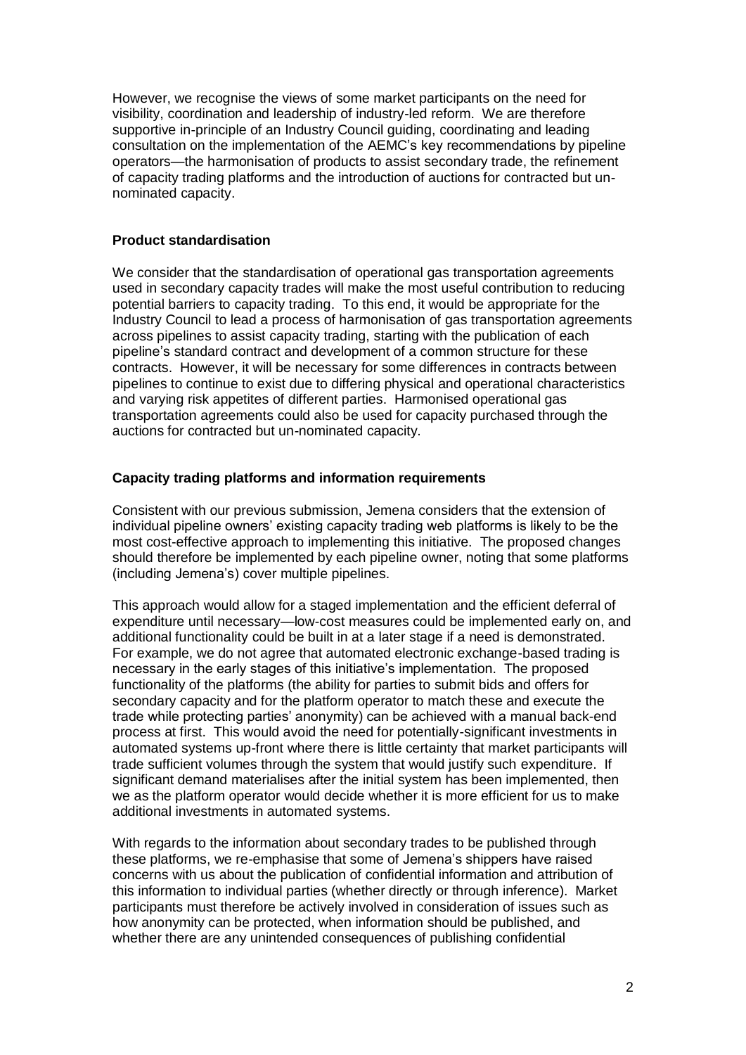However, we recognise the views of some market participants on the need for visibility, coordination and leadership of industry-led reform. We are therefore supportive in-principle of an Industry Council guiding, coordinating and leading consultation on the implementation of the AEMC's key recommendations by pipeline operators—the harmonisation of products to assist secondary trade, the refinement of capacity trading platforms and the introduction of auctions for contracted but un-nominated capacity.

**Product standardisation**

We consider that the standardisation of operational gas transportation agreements used in secondary capacity trades will make the most useful contribution to reducing potential barriers to capacity trading. To this end, it would be appropriate for the Industry Council to lead a process of harmonisation of gas transportation agreements across pipelines to assist capacity trading, starting with the publication of each pipeline's standard contract and development of a common structure for these contracts. However, it will be necessary for some differences in contracts between pipelines to continue to exist due to differing physical and operational characteristics and varying risk appetites of different parties. Harmonised operational gas transportation agreements could also be used for capacity purchased through the auctions for contracted but un-nominated capacity.

**Capacity trading platforms and information requirements**

Consistent with our previous submission, Jemena considers that the extension of individual pipeline owners' existing capacity trading web platforms is likely to be the most cost-effective approach to implementing this initiative. The proposed changes should therefore be implemented by each pipeline owner, noting that some platforms (including Jemena's) cover multiple pipelines.

This approach would allow for a staged implementation and the efficient deferral of expenditure until necessary—low-cost measures could be implemented early on, and additional functionality could be built in at a later stage if a need is demonstrated. For example, we do not agree that automated electronic exchange-based trading is necessary in the early stages of this initiative's implementation. The proposed functionality of the platforms (the ability for parties to submit bids and offers for secondary capacity and for the platform operator to match these and execute the trade while protecting parties' anonymity) can be achieved with a manual back-end process at first. This would avoid the need for potentially-significant investments in automated systems up-front where there is little certainty that market participants will trade sufficient volumes through the system that would justify such expenditure. If significant demand materialises after the initial system has been implemented, then we as the platform operator would decide whether it is more efficient for us to make additional investments in automated systems.

With regards to the information about secondary trades to be published through these platforms, we re-emphasise that some of Jemena's shippers have raised concerns with us about the publication of confidential information and attribution of this information to individual parties (whether directly or through inference). Market participants must therefore be actively involved in consideration of issues such as how anonymity can be protected, when information should be published, and whether there are any unintended consequences of publishing confidential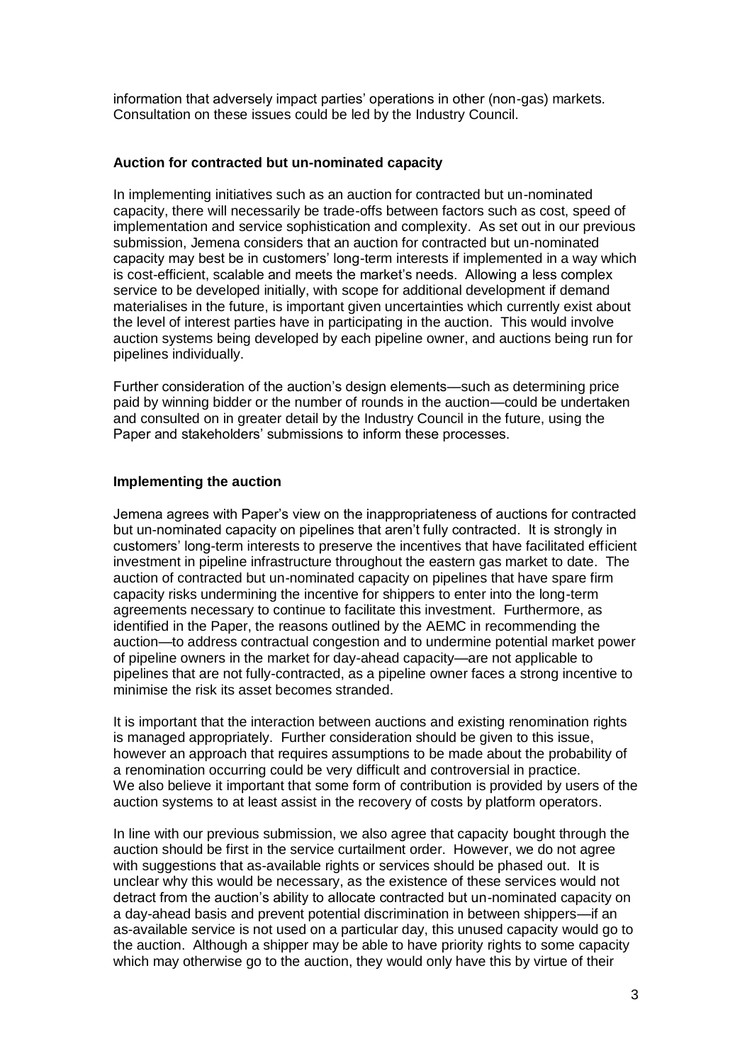information that adversely impact parties' operations in other (non-gas) markets. Consultation on these issues could be led by the Industry Council.

**Auction for contracted but un-nominated capacity**

In implementing initiatives such as an auction for contracted but un-nominated capacity, there will necessarily be trade-offs between factors such as cost, speed of implementation and service sophistication and complexity. As set out in our previous submission, Jemena considers that an auction for contracted but un-nominated capacity may best be in customers' long-term interests if implemented in a way which is cost-efficient, scalable and meets the market's needs. Allowing a less complex service to be developed initially, with scope for additional development if demand materialises in the future, is important given uncertainties which currently exist about the level of interest parties have in participating in the auction. This would involve auction systems being developed by each pipeline owner, and auctions being run for pipelines individually.

Further consideration of the auction's design elements—such as determining price paid by winning bidder or the number of rounds in the auction—could be undertaken and consulted on in greater detail by the Industry Council in the future, using the Paper and stakeholders' submissions to inform these processes.

**Implementing the auction**

Jemena agrees with Paper's view on the inappropriateness of auctions for contracted but un-nominated capacity on pipelines that aren't fully contracted. It is strongly in customers' long-term interests to preserve the incentives that have facilitated efficient investment in pipeline infrastructure throughout the eastern gas market to date. The auction of contracted but un-nominated capacity on pipelines that have spare firm capacity risks undermining the incentive for shippers to enter into the long-term agreements necessary to continue to facilitate this investment. Furthermore, as identified in the Paper, the reasons outlined by the AEMC in recommending the auction—to address contractual congestion and to undermine potential market power of pipeline owners in the market for day-ahead capacity—are not applicable to pipelines that are not fully-contracted, as a pipeline owner faces a strong incentive to minimise the risk its asset becomes stranded.

It is important that the interaction between auctions and existing renomination rights is managed appropriately. Further consideration should be given to this issue, however an approach that requires assumptions to be made about the probability of a renomination occurring could be very difficult and controversial in practice. We also believe it important that some form of contribution is provided by users of the auction systems to at least assist in the recovery of costs by platform operators.

In line with our previous submission, we also agree that capacity bought through the auction should be first in the service curtailment order. However, we do not agree with suggestions that as-available rights or services should be phased out. It is unclear why this would be necessary, as the existence of these services would not detract from the auction's ability to allocate contracted but un-nominated capacity on a day-ahead basis and prevent potential discrimination in between shippers—if an as-available service is not used on a particular day, this unused capacity would go to the auction. Although a shipper may be able to have priority rights to some capacity which may otherwise go to the auction, they would only have this by virtue of their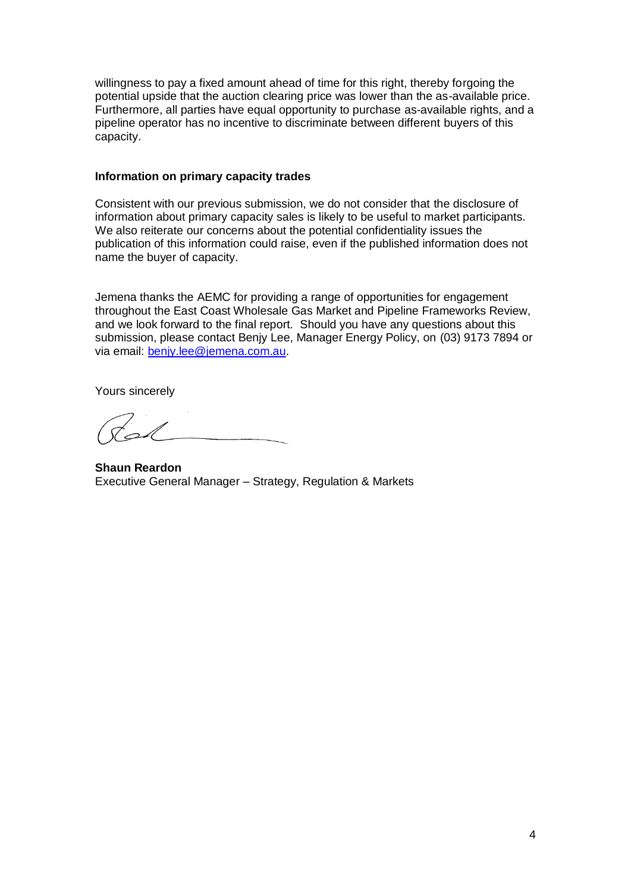willingness to pay a fixed amount ahead of time for this right, thereby forgoing the potential upside that the auction clearing price was lower than the as-available price. Furthermore, all parties have equal opportunity to purchase as-available rights, and a pipeline operator has no incentive to discriminate between different buyers of this capacity.

**Information on primary capacity trades**

Consistent with our previous submission, we do not consider that the disclosure of information about primary capacity sales is likely to be useful to market participants. We also reiterate our concerns about the potential confidentiality issues the publication of this information could raise, even if the published information does not name the buyer of capacity.

Jemena thanks the AEMC for providing a range of opportunities for engagement throughout the East Coast Wholesale Gas Market and Pipeline Frameworks Review, and we look forward to the final report. Should you have any questions about this submission, please contact Benjy Lee, Manager Energy Policy, on (03) 9173 7894 or via email: [benjy.lee@jemena.com.au](mailto:benjy.lee@jemena.com.au).

Yours sincerely

**Shaun Reardon**
Executive General Manager – Strategy, Regulation & Markets